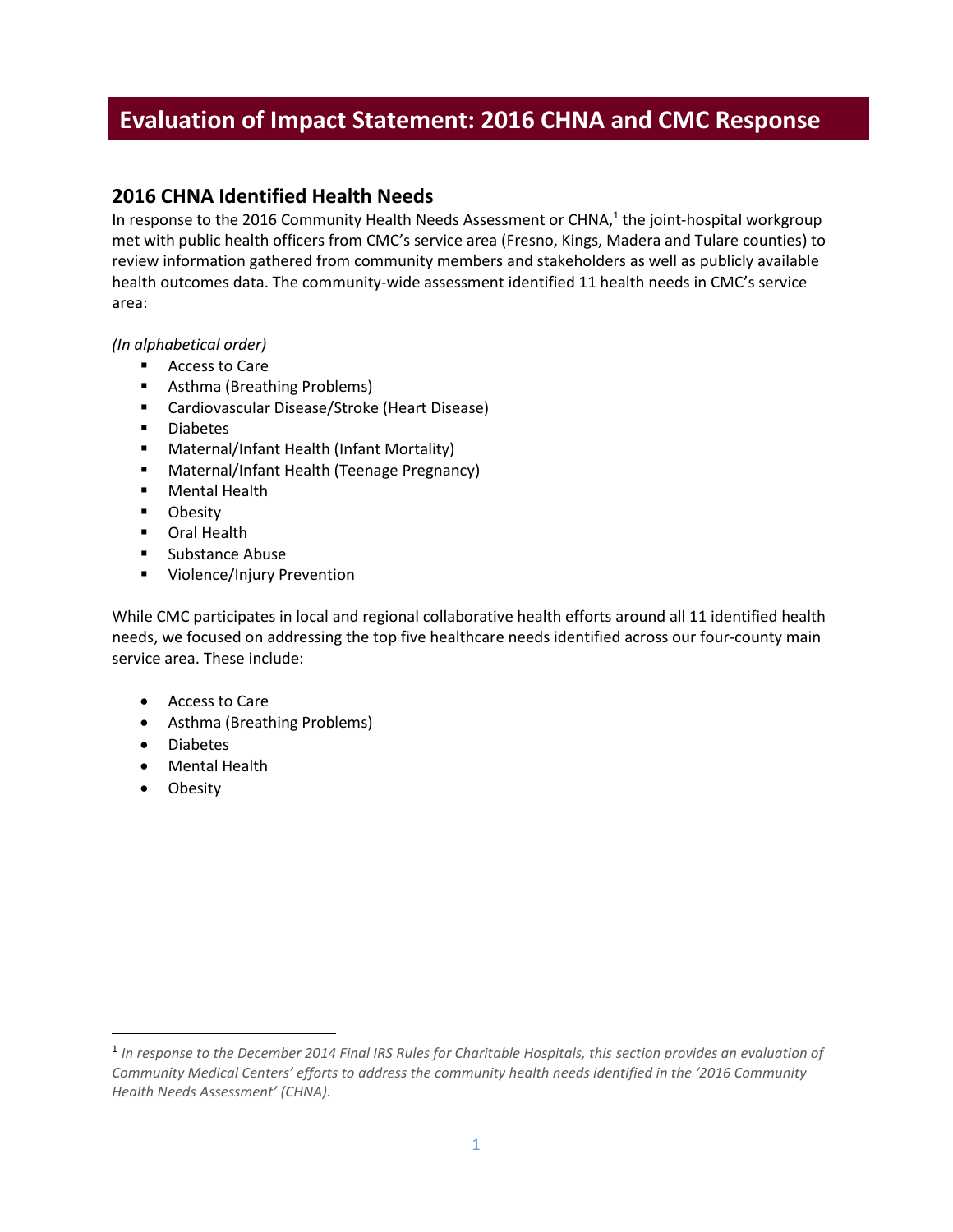# Evaluation of Impact Statement: 2016 CHNA and CMC Response

## 2016 CHNA Identified Health Needs

In response to the 2016 Community Health Needs Assessment or CHNA,[1] the joint-hospital workgroup met with public health officers from CMC's service area (Fresno, Kings, Madera and Tulare counties) to review information gathered from community members and stakeholders as well as publicly available health outcomes data. The community-wide assessment identified 11 health needs in CMC's service area:

*(In alphabetical order)*

- Access to Care
- Asthma (Breathing Problems)
- Cardiovascular Disease/Stroke (Heart Disease)
- Diabetes
- Maternal/Infant Health (Infant Mortality)
- Maternal/Infant Health (Teenage Pregnancy)
- Mental Health
- Obesity
- Oral Health
- Substance Abuse
- Violence/Injury Prevention

While CMC participates in local and regional collaborative health efforts around all 11 identified health needs, we focused on addressing the top five healthcare needs identified across our four-county main service area. These include:

- Access to Care
- Asthma (Breathing Problems)
- Diabetes
- Mental Health
- Obesity

---

[1] *In response to the December 2014 Final IRS Rules for Charitable Hospitals, this section provides an evaluation of Community Medical Centers' efforts to address the community health needs identified in the '2016 Community Health Needs Assessment' (CHNA).*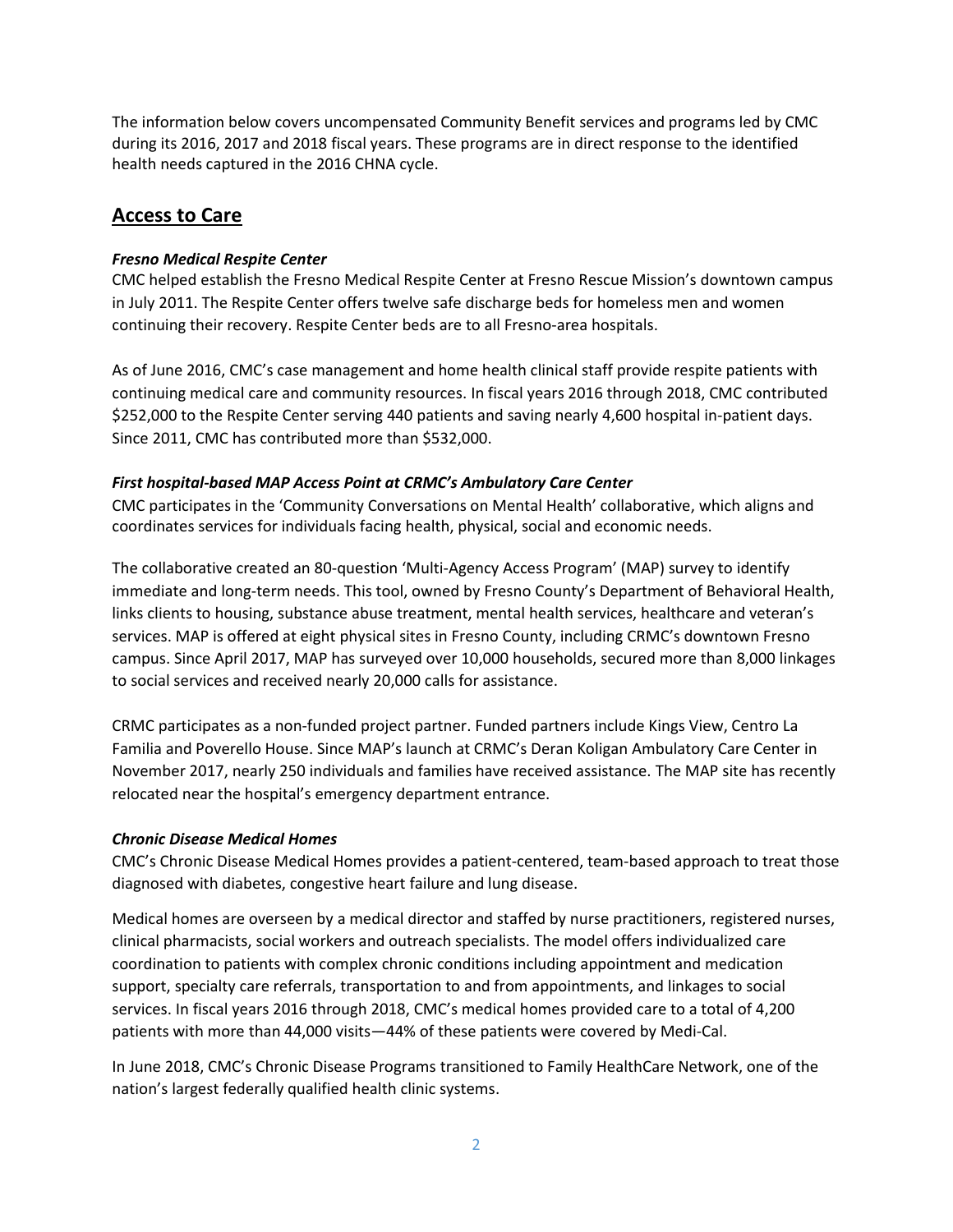The information below covers uncompensated Community Benefit services and programs led by CMC during its 2016, 2017 and 2018 fiscal years. These programs are in direct response to the identified health needs captured in the 2016 CHNA cycle.

## Access to Care

***Fresno Medical Respite Center***

CMC helped establish the Fresno Medical Respite Center at Fresno Rescue Mission's downtown campus in July 2011. The Respite Center offers twelve safe discharge beds for homeless men and women continuing their recovery. Respite Center beds are to all Fresno-area hospitals.

As of June 2016, CMC's case management and home health clinical staff provide respite patients with continuing medical care and community resources. In fiscal years 2016 through 2018, CMC contributed $252,000 to the Respite Center serving 440 patients and saving nearly 4,600 hospital in-patient days. Since 2011, CMC has contributed more than $532,000.

***First hospital-based MAP Access Point at CRMC's Ambulatory Care Center***

CMC participates in the 'Community Conversations on Mental Health' collaborative, which aligns and coordinates services for individuals facing health, physical, social and economic needs.

The collaborative created an 80-question 'Multi-Agency Access Program' (MAP) survey to identify immediate and long-term needs. This tool, owned by Fresno County's Department of Behavioral Health, links clients to housing, substance abuse treatment, mental health services, healthcare and veteran's services. MAP is offered at eight physical sites in Fresno County, including CRMC's downtown Fresno campus. Since April 2017, MAP has surveyed over 10,000 households, secured more than 8,000 linkages to social services and received nearly 20,000 calls for assistance.

CRMC participates as a non-funded project partner. Funded partners include Kings View, Centro La Familia and Poverello House. Since MAP's launch at CRMC's Deran Koligan Ambulatory Care Center in November 2017, nearly 250 individuals and families have received assistance. The MAP site has recently relocated near the hospital's emergency department entrance.

***Chronic Disease Medical Homes***

CMC's Chronic Disease Medical Homes provides a patient-centered, team-based approach to treat those diagnosed with diabetes, congestive heart failure and lung disease.

Medical homes are overseen by a medical director and staffed by nurse practitioners, registered nurses, clinical pharmacists, social workers and outreach specialists. The model offers individualized care coordination to patients with complex chronic conditions including appointment and medication support, specialty care referrals, transportation to and from appointments, and linkages to social services. In fiscal years 2016 through 2018, CMC's medical homes provided care to a total of 4,200 patients with more than 44,000 visits—44% of these patients were covered by Medi-Cal.

In June 2018, CMC's Chronic Disease Programs transitioned to Family HealthCare Network, one of the nation's largest federally qualified health clinic systems.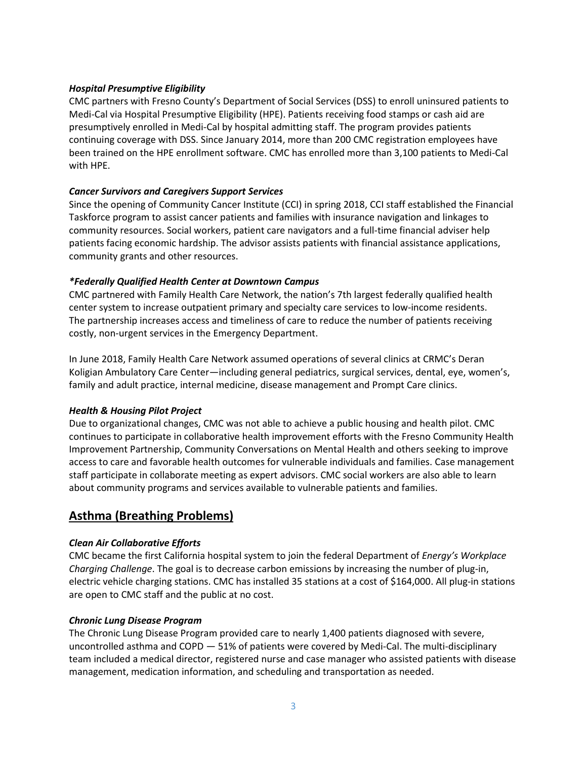***Hospital Presumptive Eligibility***

CMC partners with Fresno County's Department of Social Services (DSS) to enroll uninsured patients to Medi-Cal via Hospital Presumptive Eligibility (HPE). Patients receiving food stamps or cash aid are presumptively enrolled in Medi-Cal by hospital admitting staff. The program provides patients continuing coverage with DSS. Since January 2014, more than 200 CMC registration employees have been trained on the HPE enrollment software. CMC has enrolled more than 3,100 patients to Medi-Cal with HPE.

***Cancer Survivors and Caregivers Support Services***

Since the opening of Community Cancer Institute (CCI) in spring 2018, CCI staff established the Financial Taskforce program to assist cancer patients and families with insurance navigation and linkages to community resources. Social workers, patient care navigators and a full-time financial adviser help patients facing economic hardship. The advisor assists patients with financial assistance applications, community grants and other resources.

***\*Federally Qualified Health Center at Downtown Campus***

CMC partnered with Family Health Care Network, the nation's 7th largest federally qualified health center system to increase outpatient primary and specialty care services to low-income residents. The partnership increases access and timeliness of care to reduce the number of patients receiving costly, non-urgent services in the Emergency Department.

In June 2018, Family Health Care Network assumed operations of several clinics at CRMC's Deran Koligian Ambulatory Care Center—including general pediatrics, surgical services, dental, eye, women's, family and adult practice, internal medicine, disease management and Prompt Care clinics.

***Health & Housing Pilot Project***

Due to organizational changes, CMC was not able to achieve a public housing and health pilot. CMC continues to participate in collaborative health improvement efforts with the Fresno Community Health Improvement Partnership, Community Conversations on Mental Health and others seeking to improve access to care and favorable health outcomes for vulnerable individuals and families. Case management staff participate in collaborate meeting as expert advisors. CMC social workers are also able to learn about community programs and services available to vulnerable patients and families.

## Asthma (Breathing Problems)

***Clean Air Collaborative Efforts***

CMC became the first California hospital system to join the federal Department of *Energy's Workplace Charging Challenge*. The goal is to decrease carbon emissions by increasing the number of plug-in, electric vehicle charging stations. CMC has installed 35 stations at a cost of $164,000. All plug-in stations are open to CMC staff and the public at no cost.

***Chronic Lung Disease Program***

The Chronic Lung Disease Program provided care to nearly 1,400 patients diagnosed with severe, uncontrolled asthma and COPD — 51% of patients were covered by Medi-Cal. The multi-disciplinary team included a medical director, registered nurse and case manager who assisted patients with disease management, medication information, and scheduling and transportation as needed.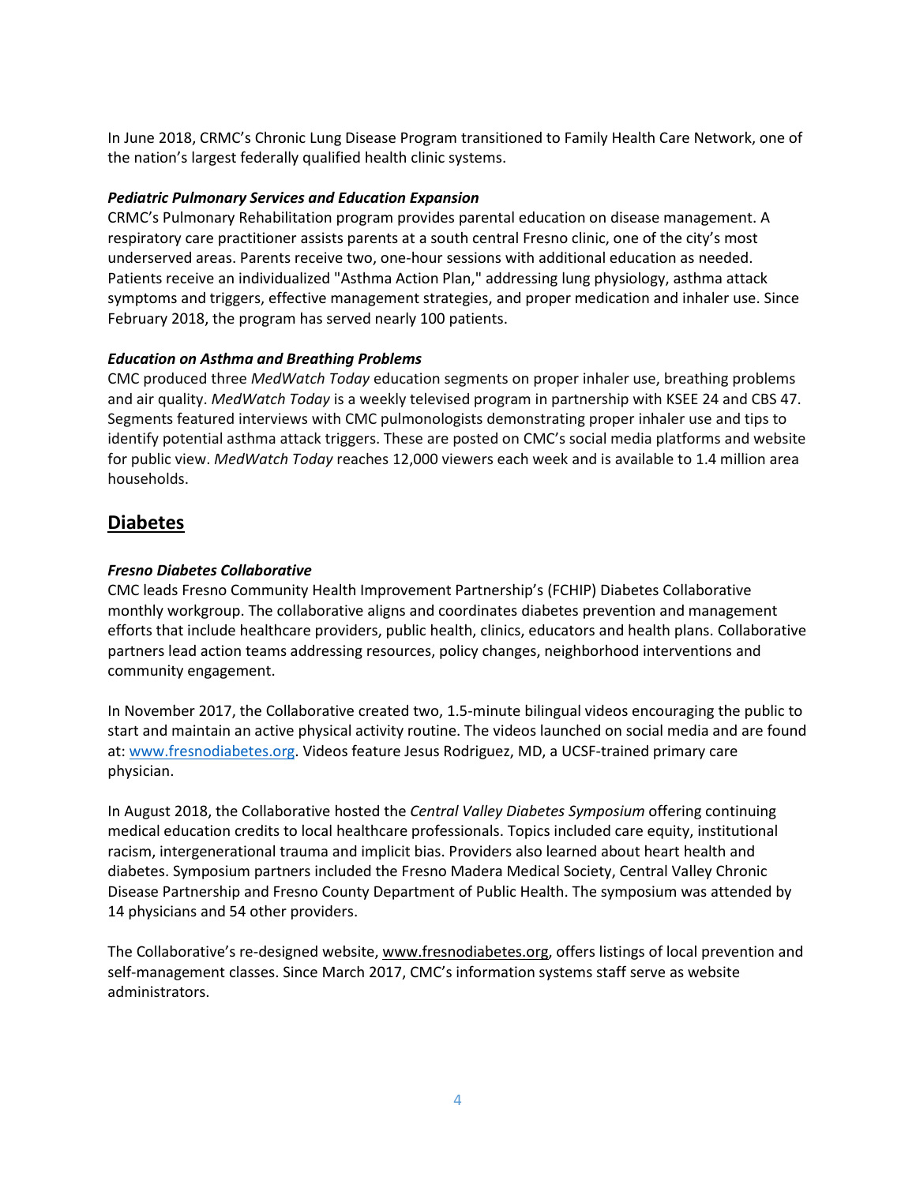In June 2018, CRMC's Chronic Lung Disease Program transitioned to Family Health Care Network, one of the nation's largest federally qualified health clinic systems.

***Pediatric Pulmonary Services and Education Expansion***

CRMC's Pulmonary Rehabilitation program provides parental education on disease management. A respiratory care practitioner assists parents at a south central Fresno clinic, one of the city's most underserved areas. Parents receive two, one-hour sessions with additional education as needed. Patients receive an individualized "Asthma Action Plan," addressing lung physiology, asthma attack symptoms and triggers, effective management strategies, and proper medication and inhaler use. Since February 2018, the program has served nearly 100 patients.

***Education on Asthma and Breathing Problems***

CMC produced three *MedWatch Today* education segments on proper inhaler use, breathing problems and air quality. *MedWatch Today* is a weekly televised program in partnership with KSEE 24 and CBS 47. Segments featured interviews with CMC pulmonologists demonstrating proper inhaler use and tips to identify potential asthma attack triggers. These are posted on CMC's social media platforms and website for public view. *MedWatch Today* reaches 12,000 viewers each week and is available to 1.4 million area households.

## Diabetes

***Fresno Diabetes Collaborative***

CMC leads Fresno Community Health Improvement Partnership's (FCHIP) Diabetes Collaborative monthly workgroup. The collaborative aligns and coordinates diabetes prevention and management efforts that include healthcare providers, public health, clinics, educators and health plans. Collaborative partners lead action teams addressing resources, policy changes, neighborhood interventions and community engagement.

In November 2017, the Collaborative created two, 1.5-minute bilingual videos encouraging the public to start and maintain an active physical activity routine. The videos launched on social media and are found at: www.fresnodiabetes.org. Videos feature Jesus Rodriguez, MD, a UCSF-trained primary care physician.

In August 2018, the Collaborative hosted the *Central Valley Diabetes Symposium* offering continuing medical education credits to local healthcare professionals. Topics included care equity, institutional racism, intergenerational trauma and implicit bias. Providers also learned about heart health and diabetes. Symposium partners included the Fresno Madera Medical Society, Central Valley Chronic Disease Partnership and Fresno County Department of Public Health. The symposium was attended by 14 physicians and 54 other providers.

The Collaborative's re-designed website, www.fresnodiabetes.org, offers listings of local prevention and self-management classes. Since March 2017, CMC's information systems staff serve as website administrators.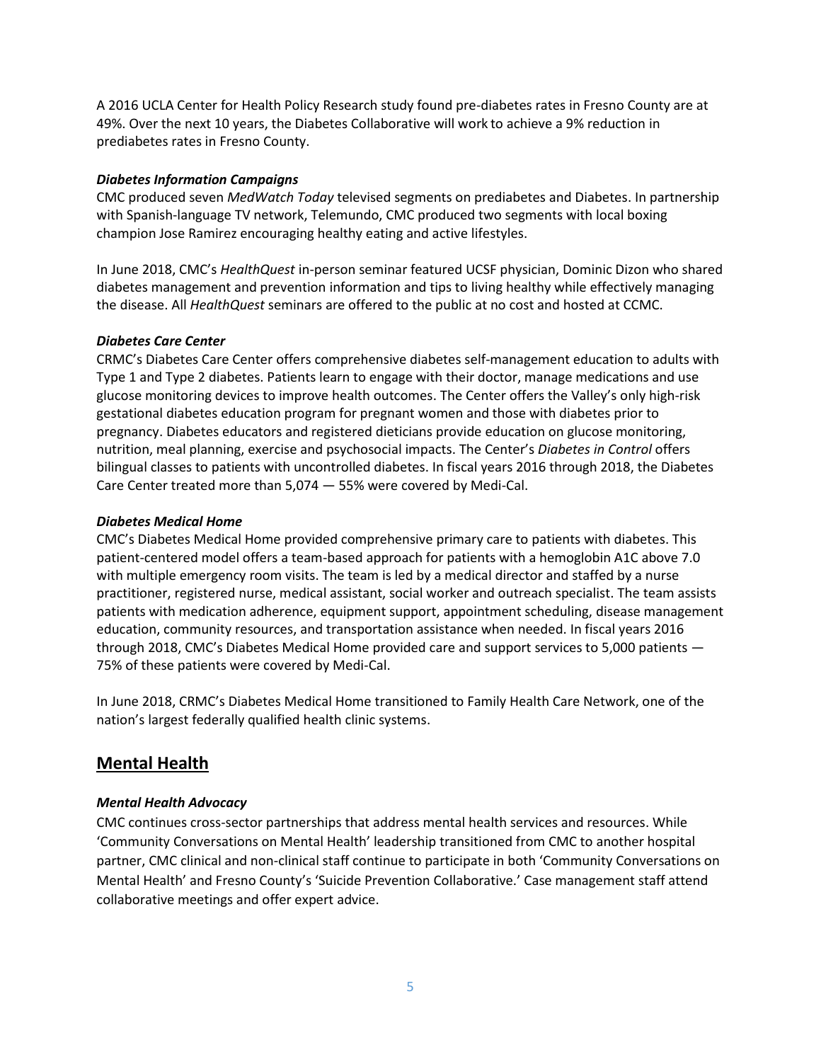A 2016 UCLA Center for Health Policy Research study found pre-diabetes rates in Fresno County are at 49%. Over the next 10 years, the Diabetes Collaborative will work to achieve a 9% reduction in prediabetes rates in Fresno County.

### *Diabetes Information Campaigns*

CMC produced seven *MedWatch Today* televised segments on prediabetes and Diabetes. In partnership with Spanish-language TV network, Telemundo, CMC produced two segments with local boxing champion Jose Ramirez encouraging healthy eating and active lifestyles.

In June 2018, CMC's *HealthQuest* in-person seminar featured UCSF physician, Dominic Dizon who shared diabetes management and prevention information and tips to living healthy while effectively managing the disease. All *HealthQuest* seminars are offered to the public at no cost and hosted at CCMC.

### *Diabetes Care Center*

CRMC's Diabetes Care Center offers comprehensive diabetes self-management education to adults with Type 1 and Type 2 diabetes. Patients learn to engage with their doctor, manage medications and use glucose monitoring devices to improve health outcomes. The Center offers the Valley's only high-risk gestational diabetes education program for pregnant women and those with diabetes prior to pregnancy. Diabetes educators and registered dieticians provide education on glucose monitoring, nutrition, meal planning, exercise and psychosocial impacts. The Center's *Diabetes in Control* offers bilingual classes to patients with uncontrolled diabetes. In fiscal years 2016 through 2018, the Diabetes Care Center treated more than 5,074 — 55% were covered by Medi-Cal.

### *Diabetes Medical Home*

CMC's Diabetes Medical Home provided comprehensive primary care to patients with diabetes. This patient-centered model offers a team-based approach for patients with a hemoglobin A1C above 7.0 with multiple emergency room visits. The team is led by a medical director and staffed by a nurse practitioner, registered nurse, medical assistant, social worker and outreach specialist. The team assists patients with medication adherence, equipment support, appointment scheduling, disease management education, community resources, and transportation assistance when needed. In fiscal years 2016 through 2018, CMC's Diabetes Medical Home provided care and support services to 5,000 patients — 75% of these patients were covered by Medi-Cal.

In June 2018, CRMC's Diabetes Medical Home transitioned to Family Health Care Network, one of the nation's largest federally qualified health clinic systems.

## Mental Health

### *Mental Health Advocacy*

CMC continues cross-sector partnerships that address mental health services and resources. While 'Community Conversations on Mental Health' leadership transitioned from CMC to another hospital partner, CMC clinical and non-clinical staff continue to participate in both 'Community Conversations on Mental Health' and Fresno County's 'Suicide Prevention Collaborative.' Case management staff attend collaborative meetings and offer expert advice.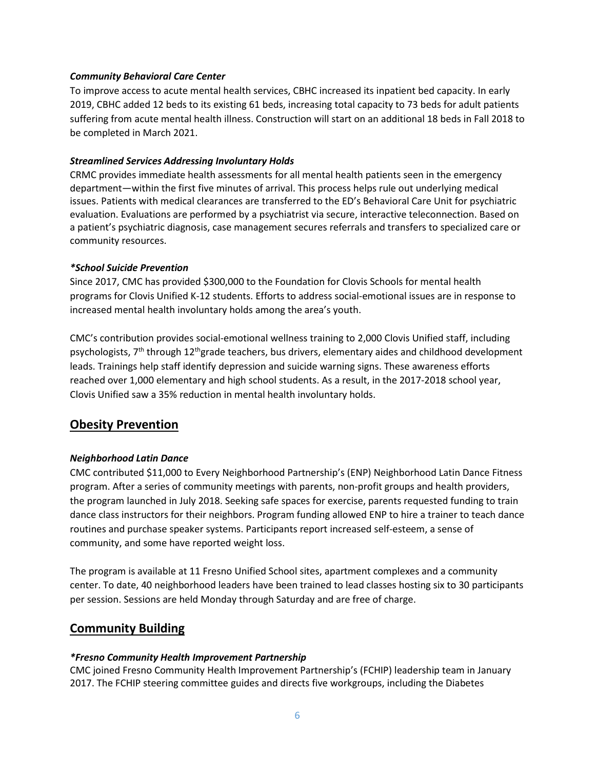***Community Behavioral Care Center***

To improve access to acute mental health services, CBHC increased its inpatient bed capacity. In early 2019, CBHC added 12 beds to its existing 61 beds, increasing total capacity to 73 beds for adult patients suffering from acute mental health illness. Construction will start on an additional 18 beds in Fall 2018 to be completed in March 2021.

***Streamlined Services Addressing Involuntary Holds***

CRMC provides immediate health assessments for all mental health patients seen in the emergency department—within the first five minutes of arrival. This process helps rule out underlying medical issues. Patients with medical clearances are transferred to the ED's Behavioral Care Unit for psychiatric evaluation. Evaluations are performed by a psychiatrist via secure, interactive teleconnection. Based on a patient's psychiatric diagnosis, case management secures referrals and transfers to specialized care or community resources.

***\*School Suicide Prevention***

Since 2017, CMC has provided $300,000 to the Foundation for Clovis Schools for mental health programs for Clovis Unified K-12 students. Efforts to address social-emotional issues are in response to increased mental health involuntary holds among the area's youth.

CMC's contribution provides social-emotional wellness training to 2,000 Clovis Unified staff, including psychologists, 7th through 12th grade teachers, bus drivers, elementary aides and childhood development leads. Trainings help staff identify depression and suicide warning signs. These awareness efforts reached over 1,000 elementary and high school students. As a result, in the 2017-2018 school year, Clovis Unified saw a 35% reduction in mental health involuntary holds.

## Obesity Prevention

***Neighborhood Latin Dance***

CMC contributed $11,000 to Every Neighborhood Partnership's (ENP) Neighborhood Latin Dance Fitness program. After a series of community meetings with parents, non-profit groups and health providers, the program launched in July 2018. Seeking safe spaces for exercise, parents requested funding to train dance class instructors for their neighbors. Program funding allowed ENP to hire a trainer to teach dance routines and purchase speaker systems. Participants report increased self-esteem, a sense of community, and some have reported weight loss.

The program is available at 11 Fresno Unified School sites, apartment complexes and a community center. To date, 40 neighborhood leaders have been trained to lead classes hosting six to 30 participants per session. Sessions are held Monday through Saturday and are free of charge.

## Community Building

***\*Fresno Community Health Improvement Partnership***

CMC joined Fresno Community Health Improvement Partnership's (FCHIP) leadership team in January 2017. The FCHIP steering committee guides and directs five workgroups, including the Diabetes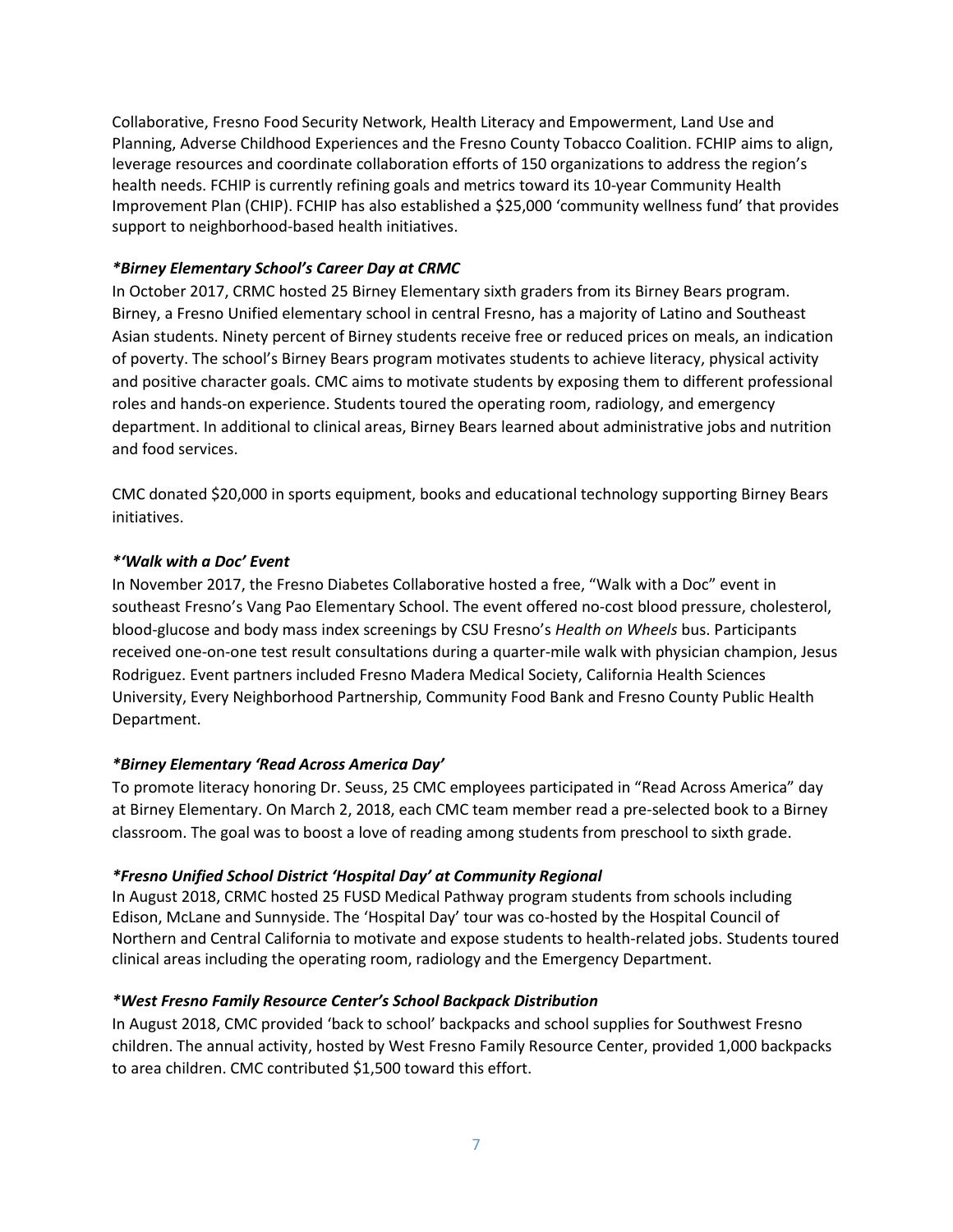Collaborative, Fresno Food Security Network, Health Literacy and Empowerment, Land Use and Planning, Adverse Childhood Experiences and the Fresno County Tobacco Coalition. FCHIP aims to align, leverage resources and coordinate collaboration efforts of 150 organizations to address the region's health needs. FCHIP is currently refining goals and metrics toward its 10-year Community Health Improvement Plan (CHIP). FCHIP has also established a $25,000 'community wellness fund' that provides support to neighborhood-based health initiatives.

***Birney Elementary School's Career Day at CRMC***

In October 2017, CRMC hosted 25 Birney Elementary sixth graders from its Birney Bears program. Birney, a Fresno Unified elementary school in central Fresno, has a majority of Latino and Southeast Asian students. Ninety percent of Birney students receive free or reduced prices on meals, an indication of poverty. The school's Birney Bears program motivates students to achieve literacy, physical activity and positive character goals. CMC aims to motivate students by exposing them to different professional roles and hands-on experience. Students toured the operating room, radiology, and emergency department. In additional to clinical areas, Birney Bears learned about administrative jobs and nutrition and food services.

CMC donated $20,000 in sports equipment, books and educational technology supporting Birney Bears initiatives.

***'Walk with a Doc' Event***

In November 2017, the Fresno Diabetes Collaborative hosted a free, "Walk with a Doc" event in southeast Fresno's Vang Pao Elementary School. The event offered no-cost blood pressure, cholesterol, blood-glucose and body mass index screenings by CSU Fresno's *Health on Wheels* bus. Participants received one-on-one test result consultations during a quarter-mile walk with physician champion, Jesus Rodriguez. Event partners included Fresno Madera Medical Society, California Health Sciences University, Every Neighborhood Partnership, Community Food Bank and Fresno County Public Health Department.

***Birney Elementary 'Read Across America Day'***

To promote literacy honoring Dr. Seuss, 25 CMC employees participated in "Read Across America" day at Birney Elementary. On March 2, 2018, each CMC team member read a pre-selected book to a Birney classroom. The goal was to boost a love of reading among students from preschool to sixth grade.

***Fresno Unified School District 'Hospital Day' at Community Regional***

In August 2018, CRMC hosted 25 FUSD Medical Pathway program students from schools including Edison, McLane and Sunnyside. The 'Hospital Day' tour was co-hosted by the Hospital Council of Northern and Central California to motivate and expose students to health-related jobs. Students toured clinical areas including the operating room, radiology and the Emergency Department.

***West Fresno Family Resource Center's School Backpack Distribution***

In August 2018, CMC provided 'back to school' backpacks and school supplies for Southwest Fresno children. The annual activity, hosted by West Fresno Family Resource Center, provided 1,000 backpacks to area children. CMC contributed $1,500 toward this effort.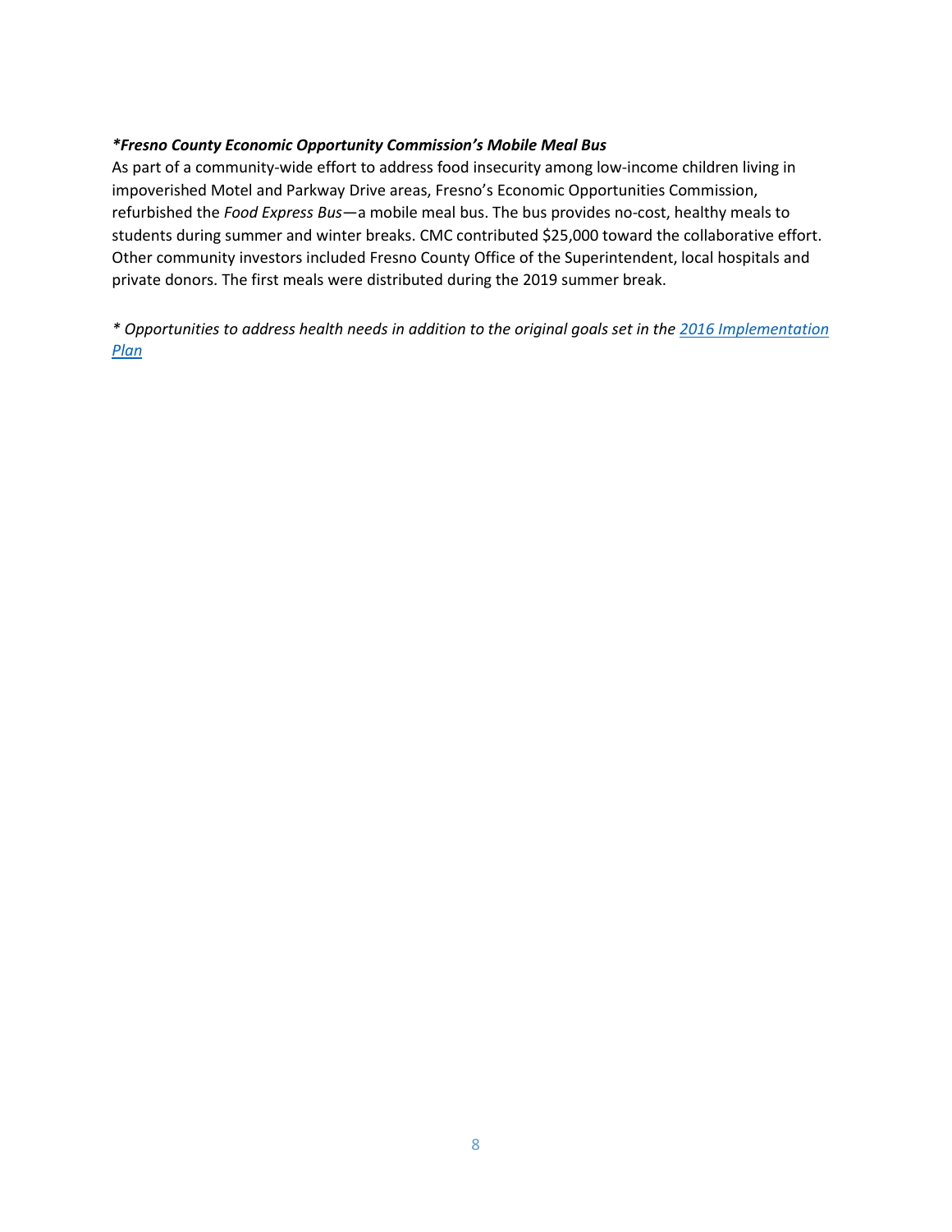***Fresno County Economic Opportunity Commission's Mobile Meal Bus**

As part of a community-wide effort to address food insecurity among low-income children living in impoverished Motel and Parkway Drive areas, Fresno's Economic Opportunities Commission, refurbished the *Food Express Bus*—a mobile meal bus. The bus provides no-cost, healthy meals to students during summer and winter breaks. CMC contributed $25,000 toward the collaborative effort. Other community investors included Fresno County Office of the Superintendent, local hospitals and private donors. The first meals were distributed during the 2019 summer break.

*\* Opportunities to address health needs in addition to the original goals set in the [2016 Implementation Plan]*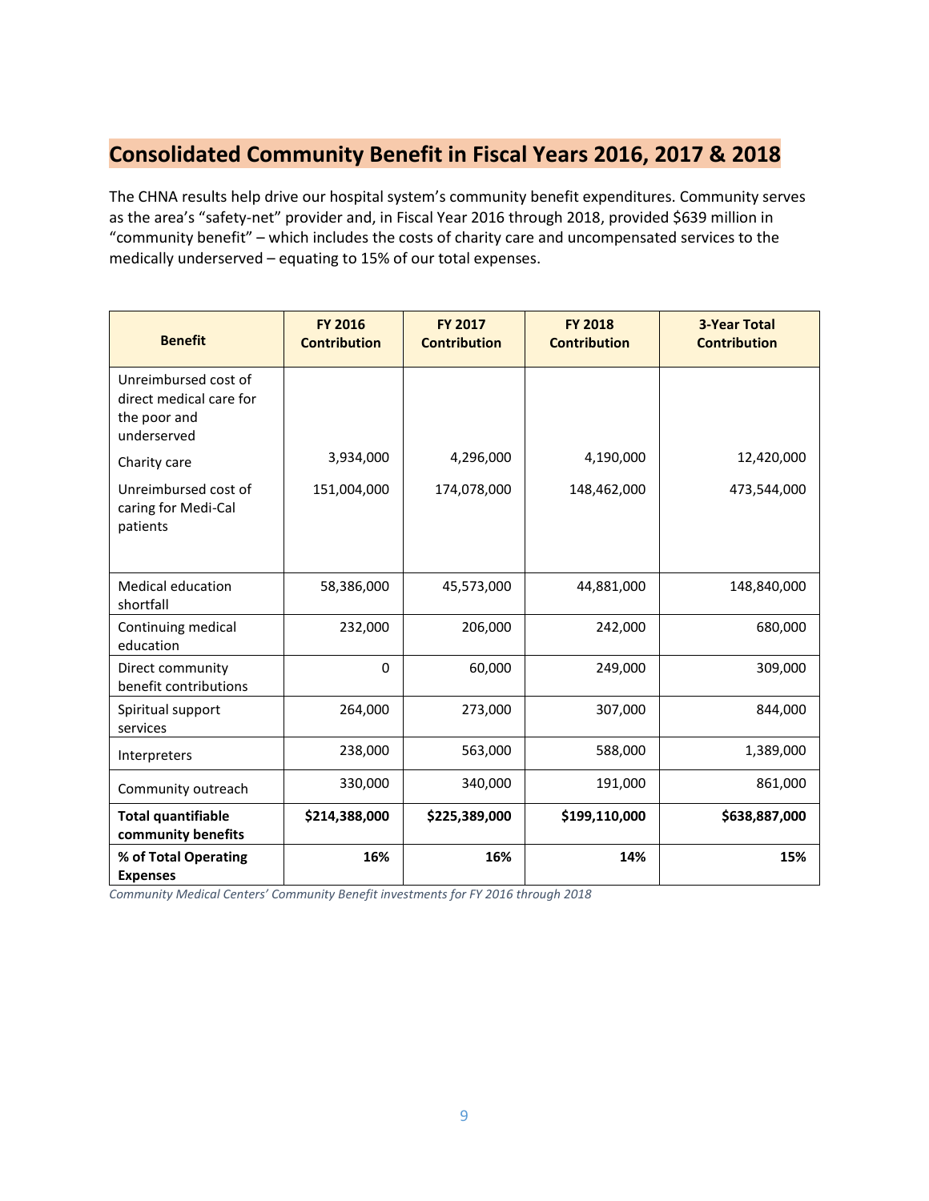## Consolidated Community Benefit in Fiscal Years 2016, 2017 & 2018

The CHNA results help drive our hospital system's community benefit expenditures. Community serves as the area's "safety-net" provider and, in Fiscal Year 2016 through 2018, provided $639 million in "community benefit" – which includes the costs of charity care and uncompensated services to the medically underserved – equating to 15% of our total expenses.

| Benefit | FY 2016 Contribution | FY 2017 Contribution | FY 2018 Contribution | 3-Year Total Contribution |
|---|---|---|---|---|
| Unreimbursed cost of direct medical care for the poor and underserved | | | | |
| Charity care | 3,934,000 | 4,296,000 | 4,190,000 | 12,420,000 |
| Unreimbursed cost of caring for Medi-Cal patients | 151,004,000 | 174,078,000 | 148,462,000 | 473,544,000 |
| Medical education shortfall | 58,386,000 | 45,573,000 | 44,881,000 | 148,840,000 |
| Continuing medical education | 232,000 | 206,000 | 242,000 | 680,000 |
| Direct community benefit contributions | 0 | 60,000 | 249,000 | 309,000 |
| Spiritual support services | 264,000 | 273,000 | 307,000 | 844,000 |
| Interpreters | 238,000 | 563,000 | 588,000 | 1,389,000 |
| Community outreach | 330,000 | 340,000 | 191,000 | 861,000 |
| **Total quantifiable community benefits** | **$214,388,000** | **$225,389,000** | **$199,110,000** | **$638,887,000** |
| **% of Total Operating Expenses** | **16%** | **16%** | **14%** | **15%** |

*Community Medical Centers' Community Benefit investments for FY 2016 through 2018*